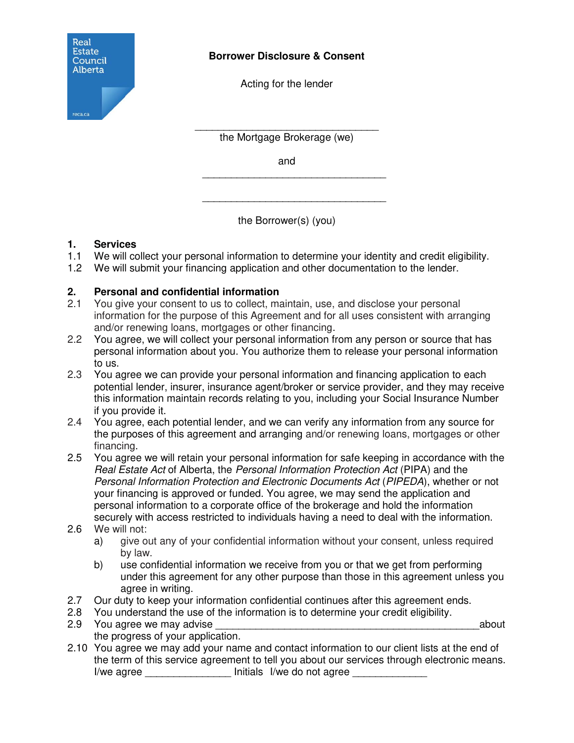Real Estate Council Alberta

reca.ca

**Borrower Disclosure & Consent**

Acting for the lender

\_\_\_\_\_\_\_\_\_\_\_\_\_\_\_\_\_\_\_\_\_\_\_\_\_\_\_\_\_\_\_\_\_\_

the Mortgage Brokerage (we)

and

\_\_\_\_\_\_\_\_\_\_\_\_\_\_\_\_\_\_\_\_\_\_\_\_\_\_\_\_\_\_\_\_\_\_

\_\_\_\_\_\_\_\_\_\_\_\_\_\_\_\_\_\_\_\_\_\_\_\_\_\_\_\_\_\_\_\_\_\_

the Borrower(s) (you)

**1. Services**

1.1 We will collect your personal information to determine your identity and credit eligibility.

1.2 We will submit your financing application and other documentation to the lender.

**2. Personal and confidential information**

2.1 You give your consent to us to collect, maintain, use, and disclose your personal information for the purpose of this Agreement and for all uses consistent with arranging and/or renewing loans, mortgages or other financing.

2.2 You agree, we will collect your personal information from any person or source that has personal information about you. You authorize them to release your personal information to us.

2.3 You agree we can provide your personal information and financing application to each potential lender, insurer, insurance agent/broker or service provider, and they may receive this information maintain records relating to you, including your Social Insurance Number if you provide it.

2.4 You agree, each potential lender, and we can verify any information from any source for the purposes of this agreement and arranging and/or renewing loans, mortgages or other financing.

2.5 You agree we will retain your personal information for safe keeping in accordance with the *Real Estate Act* of Alberta, the *Personal Information Protection Act* (PIPA) and the *Personal Information Protection and Electronic Documents Act* (*PIPEDA*), whether or not your financing is approved or funded. You agree, we may send the application and personal information to a corporate office of the brokerage and hold the information securely with access restricted to individuals having a need to deal with the information.

2.6 We will not:

a) give out any of your confidential information without your consent, unless required by law.

b) use confidential information we receive from you or that we get from performing under this agreement for any other purpose than those in this agreement unless you agree in writing.

2.7 Our duty to keep your information confidential continues after this agreement ends.

2.8 You understand the use of the information is to determine your credit eligibility.

2.9 You agree we may advise \_\_\_\_\_\_\_\_\_\_\_\_\_\_\_\_\_\_\_\_\_\_\_\_\_\_\_\_\_\_\_\_\_\_\_\_\_\_\_\_\_\_\_\_\_\_\_\_ about the progress of your application.

2.10 You agree we may add your name and contact information to our client lists at the end of the term of this service agreement to tell you about our services through electronic means.

I/we agree \_\_\_\_\_\_\_\_\_\_\_\_\_\_\_ Initials I/we do not agree \_\_\_\_\_\_\_\_\_\_\_\_\_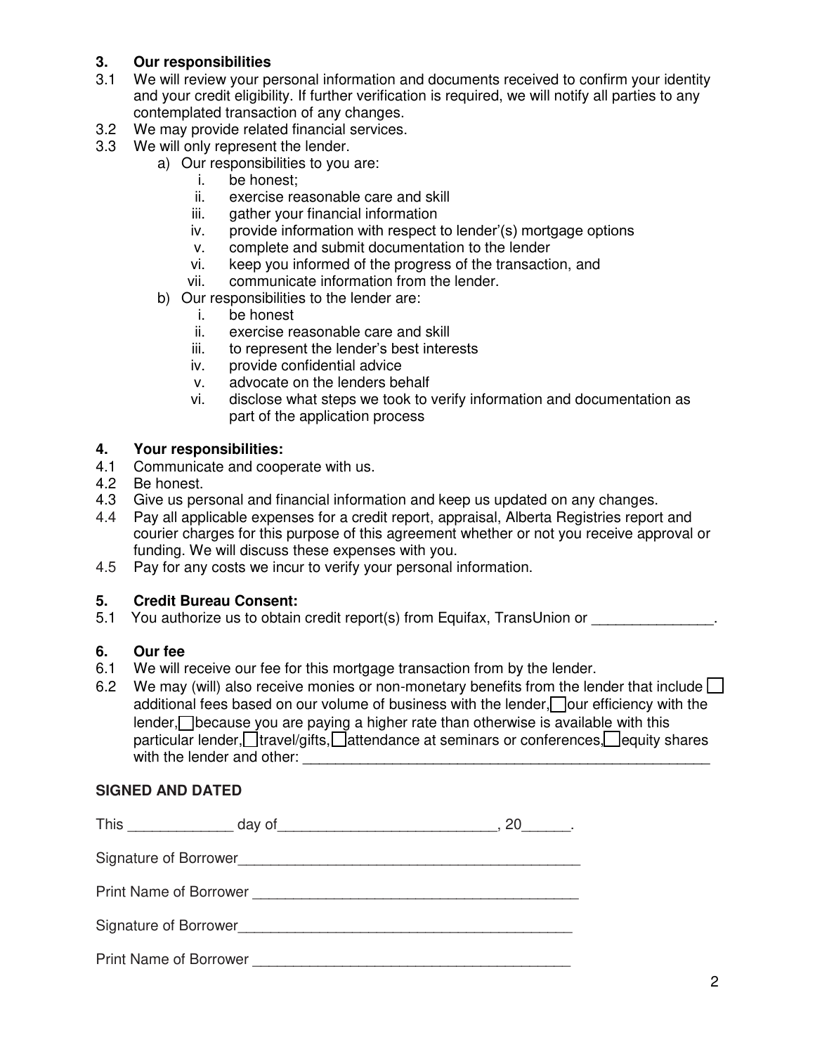### 3. Our responsibilities

3.1 We will review your personal information and documents received to confirm your identity and your credit eligibility. If further verification is required, we will notify all parties to any contemplated transaction of any changes.

3.2 We may provide related financial services.

3.3 We will only represent the lender.

- a) Our responsibilities to you are:
  - i. be honest;
  - ii. exercise reasonable care and skill
  - iii. gather your financial information
  - iv. provide information with respect to lender'(s) mortgage options
  - v. complete and submit documentation to the lender
  - vi. keep you informed of the progress of the transaction, and
  - vii. communicate information from the lender.
- b) Our responsibilities to the lender are:
  - i. be honest
  - ii. exercise reasonable care and skill
  - iii. to represent the lender's best interests
  - iv. provide confidential advice
  - v. advocate on the lenders behalf
  - vi. disclose what steps we took to verify information and documentation as part of the application process

### 4. Your responsibilities:

4.1 Communicate and cooperate with us.

4.2 Be honest.

4.3 Give us personal and financial information and keep us updated on any changes.

4.4 Pay all applicable expenses for a credit report, appraisal, Alberta Registries report and courier charges for this purpose of this agreement whether or not you receive approval or funding. We will discuss these expenses with you.

4.5 Pay for any costs we incur to verify your personal information.

### 5. Credit Bureau Consent:

5.1 You authorize us to obtain credit report(s) from Equifax, TransUnion or _______________.

### 6. Our fee

6.1 We will receive our fee for this mortgage transaction from by the lender.

6.2 We may (will) also receive monies or non-monetary benefits from the lender that include ☐ additional fees based on our volume of business with the lender, ☐ our efficiency with the lender, ☐ because you are paying a higher rate than otherwise is available with this particular lender, ☐ travel/gifts, ☐ attendance at seminars or conferences, ☐ equity shares with the lender and other: _____________________________________________________

**SIGNED AND DATED**

This _____________ day of___________________________, 20______.

Signature of Borrower____________________________________________

Print Name of Borrower _________________________________________

Signature of Borrower__________________________________________

Print Name of Borrower ________________________________________